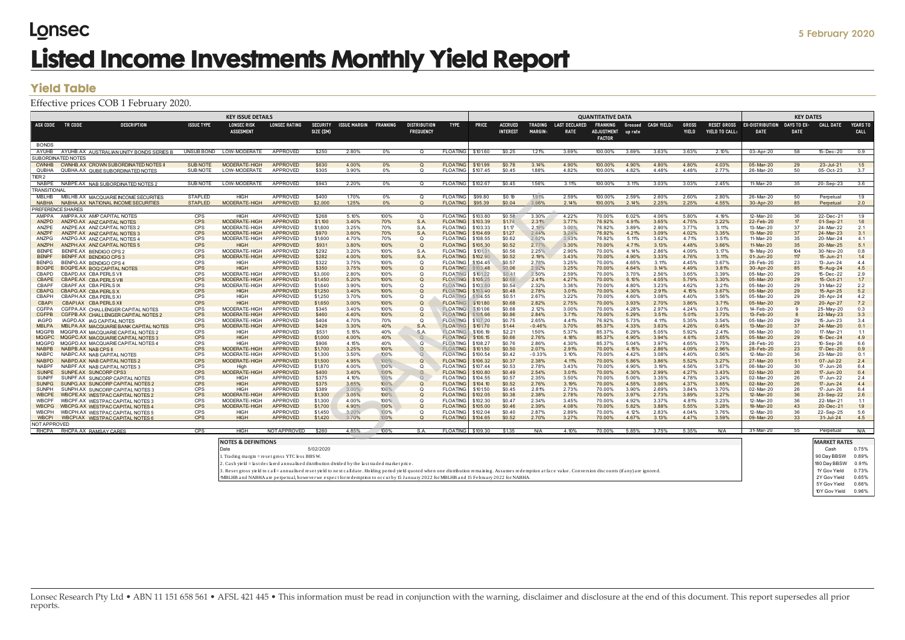# Lonsec

5 February 2020

# Listed Income Investments Monthly Yield Report

## Yield Table

Effective prices COB 1 February 2020.

| KEY ISSUE DETAILS | | | | | | | | | | | QUANTITATIVE DATA | | | | | | | | | | | | KEY DATES | | | |
|---|---|---|---|---|---|---|---|---|---|---|---|---|---|---|---|---|---|---|---|---|---|---|---|---|---|---|
| ASX CODE | TR CODE | DESCRIPTION | ISSUE TYPE | LONSEC RISK ASSESMENT | LONSEC RATING | SECURITY SIZE ($M) | ISSUE MARGIN | FRANKING | DISTRIBUTION FREQUENCY | TYPE | PRICE | ACCRUED INTEREST | TRADING MARGIN1 | LAST DECLARED RATE | FRANKING ADJUSTMENT FACTOR | Grossed up rate | CASH YIELD2 | GROSS YIELD | RESET GROSS YIELD TO CALL3 | EX-DISTRIBUTION DATE | DAYS TO EX-DATE | CALL DATE | YEARS TO CALL |
| BONDS | | | | | | | | | | | | | | | | | | | | | | | |
| AYUHB | AYUHB.AX | AUSTRALIAN UNITY BONDS SERIES B | UNSUB BOND | LOW-MODERATE | APPROVED | $250 | 2.80% | 0% | Q | FLOATING | $101.60 | $0.25 | 1.21% | 3.69% | 100.00% | 3.69% | 3.63% | 3.63% | 2.10% | 03-Apr-20 | 58 | 15-Dec-20 | 0.9 |
| SUBORDINATED NOTES | | | | | | | | | | | | | | | | | | | | | | | |
| CWNHB | CWNHB.AX | CROWN SUBORDINATED NOTES II | SUB NOTE | MODERATE-HIGH | APPROVED | $630 | 4.00% | 0% | Q | FLOATING | $101.99 | $0.78 | 3.14% | 4.90% | 100.00% | 4.90% | 4.80% | 4.80% | 4.03% | 05-Mar-20 | 29 | 23-Jul-21 | 1.5 |
| QUBHA | QUBHA.AX | QUBE SUBORDINATED NOTES | SUB NOTE | LOW-MODERATE | APPROVED | $305 | 3.90% | 0% | Q | FLOATING | $107.45 | $0.45 | 1.88% | 4.82% | 100.00% | 4.82% | 4.48% | 4.48% | 2.77% | 26-Mar-20 | 50 | 05-Oct-23 | 3.7 |
| TIER 2 | | | | | | | | | | | | | | | | | | | | | | | |
| NABPE | NABPE.AX | NAB SUBORDINATED NOTES 2 | SUB NOTE | LOW-MODERATE | APPROVED | $943 | 2.20% | 0% | Q | FLOATING | $102.67 | $0.45 | 1.56% | 3.11% | 100.00% | 3.11% | 3.03% | 3.03% | 2.45% | 11-Mar-20 | 35 | 20-Sep-23 | 3.6 |
| TRANSITIONAL | | | | | | | | | | | | | | | | | | | | | | | |
| MBLHB | MBLHB.AX | MACQUARIE INCOME SECURITIES | STAPLED | HIGH | APPROVED | $400 | 1.70% | 0% | Q | FLOATING | $99.80 | $0.19 | 1.91% | 2.59% | 100.00% | 2.59% | 2.60% | 2.60% | 2.80% | 26-Mar-20 | 50 | Perpetual | 1.9 |
| NABHA | NABHA.AX | NATIONAL INCOME SECURITIES | STAPLED | MODERATE-HIGH | APPROVED | $2,000 | 1.25% | 0% | Q | FLOATING | $95.39 | $0.04 | 1.66% | 2.14% | 100.00% | 2.14% | 2.25% | 2.25% | 4.55% | 30-Apr-20 | 85 | Perpetual | 2.0 |
| PREFERENCE SHARES | | | | | | | | | | | | | | | | | | | | | | | |
| AMPPA | AMPPA.AX | AMP CAPITAL NOTES | CPS | HIGH | APPROVED | $268 | 5.10% | 100% | Q | FLOATING | $103.80 | $0.58 | 3.30% | 4.22% | 70.00% | 6.02% | 4.06% | 5.80% | 4.19% | 12-Mar-20 | 36 | 22-Dec-21 | 1.9 |
| ANZPD | ANZPD.AX | ANZ CAPITAL NOTES | CPS | MODERATE-HIGH | APPROVED | $1,100 | 3.40% | 70% | S.A. | FLOATING | $103.39 | $1.74 | 2.31% | 3.77% | 76.92% | 4.91% | 3.65% | 4.75% | 3.22% | 22-Feb-20 | 17 | 01-Sep-21 | 1.6 |
| ANZPE | ANZPE.AX | ANZ CAPITAL NOTES 2 | CPS | MODERATE-HIGH | APPROVED | $1,600 | 3.25% | 70% | S.A. | FLOATING | $103.33 | $1.17 | 2.19% | 3.00% | 76.92% | 3.89% | 2.90% | 3.77% | 3.11% | 13-Mar-20 | 37 | 24-Mar-22 | 2.1 |
| ANZPF | ANZPF.AX | ANZ CAPITAL NOTES 3 | CPS | MODERATE-HIGH | APPROVED | $970 | 3.60% | 70% | S.A. | FLOATING | $104.69 | $1.27 | 2.44% | 3.24% | 76.92% | 4.21% | 3.09% | 4.02% | 3.35% | 13-Mar-20 | 37 | 24-Mar-23 | 3.1 |
| ANZPG | ANZPG.AX | ANZ CAPITAL NOTES 4 | CPS | MODERATE-HIGH | APPROVED | $1,600 | 4.70% | 70% | Q | FLOATING | $108.55 | $0.62 | 2.62% | 3.93% | 76.92% | 5.11% | 3.62% | 4.71% | 3.51% | 11-Mar-20 | 35 | 20-Mar-24 | 4.1 |
| ANZPH | ANZPH.AX | ANZ CAPITAL NOTES 5 | CPS | HIGH | APPROVED | $931 | 3.80% | 100% | Q | FLOATING | $105.30 | $0.52 | 2.77% | 3.30% | 70.00% | 4.71% | 3.13% | 4.48% | 3.66% | 11-Mar-20 | 35 | 20-Mar-25 | 5.1 |
| BENPE | BENPE.AX | BENDIGO CPS 2 | CPS | MODERATE-HIGH | APPROVED | $292 | 3.20% | 100% | S.A. | FLOATING | $101.31 | $0.56 | 2.25% | 2.90% | 70.00% | 4.14% | 2.86% | 4.09% | 3.17% | 19-May-20 | 104 | 30-Nov-20 | 0.8 |
| BENPF | BENPF.AX | BENDIGO CPS 3 | CPS | MODERATE-HIGH | APPROVED | $282 | 4.00% | 100% | S.A. | FLOATING | $102.90 | $0.52 | 2.19% | 3.43% | 70.00% | 4.90% | 3.33% | 4.76% | 3.11% | 01-Jun-20 | 117 | 15-Jun-21 | 1.4 |
| BENPG | BENPG.AX | BENDIGO CPS 4 | CPS | HIGH | APPROVED | $322 | 3.75% | 100% | Q | FLOATING | $104.45 | $0.57 | 2.78% | 3.25% | 70.00% | 4.65% | 3.11% | 4.45% | 3.67% | 28-Feb-20 | 23 | 13-Jun-24 | 4.4 |
| BOQPE | BOQPE.AX | BOQ CAPITAL NOTES | CPS | HIGH | APPROVED | $350 | 3.75% | 100% | Q | FLOATING | $103.48 | $0.06 | 2.92% | 3.25% | 70.00% | 4.64% | 3.14% | 4.49% | 3.81% | 30-Apr-20 | 85 | 15-Aug-24 | 4.5 |
| CBAPD | CBAPD.AX | CBA PERLS VII | CPS | MODERATE-HIGH | APPROVED | $3,000 | 2.80% | 100% | Q | FLOATING | $101.22 | $0.41 | 2.50% | 2.59% | 70.00% | 3.70% | 2.56% | 3.65% | 3.39% | 05-Mar-20 | 29 | 15-Dec-22 | 2.9 |
| CBAPE | CBAPE.AX | CBA PERLS VIII | CPS | MODERATE-HIGH | APPROVED | $1,450 | 5.20% | 100% | Q | FLOATING | $105.25 | $0.68 | 2.41% | 4.27% | 70.00% | 6.10% | 4.05% | 5.79% | 3.30% | 05-Mar-20 | 29 | 15-Oct-21 | 1.7 |
| CBAPF | CBAPF.AX | CBA PERLS IX | CPS | MODERATE-HIGH | APPROVED | $1,640 | 3.90% | 100% | Q | FLOATING | $103.80 | $0.54 | 2.32% | 3.36% | 70.00% | 4.80% | 3.23% | 4.62% | 3.21% | 05-Mar-20 | 29 | 31-Mar-22 | 2.2 |
| CBAPG | CBAPG.AX | CBA PERLS X | CPS | HIGH | APPROVED | $1,250 | 3.40% | 100% | Q | FLOATING | $103.40 | $0.48 | 2.78% | 3.01% | 70.00% | 4.30% | 2.91% | 4.15% | 3.67% | 05-Mar-20 | 29 | 15-Apr-25 | 5.2 |
| CBAPH | CBAPH.AX | CBA PERLS XI | CPS | HIGH | APPROVED | $1,250 | 3.70% | 100% | Q | FLOATING | $104.55 | $0.51 | 2.67% | 3.22% | 70.00% | 4.60% | 3.08% | 4.40% | 3.56% | 05-Mar-20 | 29 | 26-Apr-24 | 4.2 |
| CBAPI | CBAPI.AX | CBA PERLS XII | CPS | HIGH | APPROVED | $1,650 | 3.00% | 100% | Q | FLOATING | $101.80 | $0.68 | 2.82% | 2.75% | 70.00% | 3.93% | 2.70% | 3.86% | 3.71% | 05-Mar-20 | 29 | 20-Apr-27 | 7.2 |
| CGFPA | CGFPA.AX | CHALLENGER CAPITAL NOTES | CPS | MODERATE-HIGH | APPROVED | $345 | 3.40% | 100% | Q | FLOATING | $101.06 | $0.68 | 2.12% | 3.00% | 70.00% | 4.28% | 2.97% | 4.24% | 3.01% | 14-Feb-20 | 9 | 25-May-20 | 0.3 |
| CGFPB | CGFPB.AX | CHALLENGER CAPITAL NOTES 2 | CPS | MODERATE-HIGH | APPROVED | $460 | 4.40% | 100% | Q | FLOATING | $105.66 | $0.86 | 2.84% | 3.71% | 70.00% | 5.29% | 3.51% | 5.01% | 3.73% | 13-Feb-20 | 8 | 22-May-23 | 3.3 |
| IAGPD | IAGPD.AX | IAG CAPITAL NOTES | CPS | MODERATE-HIGH | APPROVED | $404 | 4.70% | 70% | Q | FLOATING | $107.20 | $0.75 | 2.65% | 4.41% | 76.92% | 5.73% | 4.11% | 5.35% | 3.54% | 05-Mar-20 | 29 | 15-Jun-23 | 3.4 |
| MBLPA | MBLPA.AX | MACQUARIE BANK CAPITAL NOTES | CPS | MODERATE-HIGH | APPROVED | $429 | 3.30% | 40% | S.A. | FLOATING | $101.70 | $1.44 | -0.46% | 3.70% | 85.37% | 4.33% | 3.63% | 4.26% | 0.45% | 13-Mar-20 | 37 | 24-Mar-20 | 0.1 |
| MQGPB | MQGPB.AX | MACQUARIE CAPITAL NOTES 2 | CPS | HIGH | APPROVED | $531 | 5.15% | 40% | S.A. | FLOATING | $106.19 | $2.21 | 1.50% | 5.37% | 85.37% | 6.29% | 5.05% | 5.92% | 2.41% | 06-Mar-20 | 30 | 17-Mar-21 | 1.1 |
| MQGPC | MQGPC.AX | MACQUARIE CAPITAL NOTES 3 | CPS | HIGH | APPROVED | $1,000 | 4.00% | 40% | Q | FLOATING | $106.15 | $0.66 | 2.76% | 4.18% | 85.37% | 4.90% | 3.94% | 4.61% | 3.65% | 05-Mar-20 | 29 | 16-Dec-24 | 4.9 |
| MQGPD | MQGPD.AX | MACQUARIE CAPITAL NOTES 4 | CPS | HIGH | APPROVED | $906 | 4.15% | 40% | Q | FLOATING | $108.27 | $0.76 | 2.86% | 4.30% | 85.37% | 5.04% | 3.97% | 4.65% | 3.75% | 28-Feb-20 | 23 | 10-Sep-26 | 6.6 |
| NABPB | NABPB.AX | NAB CPS II | CPS | MODERATE-HIGH | APPROVED | $1,700 | 3.25% | 100% | Q | FLOATING | $101.50 | $0.50 | 2.07% | 2.91% | 70.00% | 4.15% | 2.86% | 4.09% | 2.96% | 28-Feb-20 | 23 | 17-Dec-20 | 0.9 |
| NABPC | NABPC.AX | NAB CAPITAL NOTES | CPS | MODERATE-HIGH | APPROVED | $1,300 | 3.50% | 100% | Q | FLOATING | $100.54 | $0.42 | -0.33% | 3.10% | 70.00% | 4.42% | 3.08% | 4.40% | 0.56% | 12-Mar-20 | 36 | 23-Mar-20 | 0.1 |
| NABPD | NABPD.AX | NAB CAPITAL NOTES 2 | CPS | MODERATE-HIGH | APPROVED | $1,500 | 4.95% | 100% | Q | FLOATING | $106.32 | $0.37 | 2.38% | 4.11% | 70.00% | 5.86% | 3.86% | 5.52% | 3.27% | 27-Mar-20 | 51 | 07-Jul-22 | 2.4 |
| NABPF | NABPF.AX | NAB CAPITAL NOTES 3 | CPS | High | APPROVED | $1,870 | 4.00% | 100% | Q | FLOATING | $107.44 | $0.53 | 2.78% | 3.43% | 70.00% | 4.90% | 3.19% | 4.56% | 3.67% | 06-Mar-20 | 30 | 17-Jun-26 | 6.4 |
| SUNPE | SUNPE.AX | SUNCORP CPS3 | CPS | MODERATE-HIGH | APPROVED | $400 | 3.40% | 100% | Q | FLOATING | $100.80 | $0.49 | 2.54% | 3.01% | 70.00% | 4.30% | 2.99% | 4.27% | 3.43% | 02-Mar-20 | 26 | 17-Jun-20 | 0.4 |
| SUNPF | SUNPF.AX | SUNCORP CAPITAL NOTES | CPS | HIGH | APPROVED | $375 | 4.10% | 100% | Q | FLOATING | $104.55 | $0.57 | 2.35% | 3.50% | 70.00% | 5.00% | 3.35% | 4.78% | 3.24% | 02-Mar-20 | 26 | 17-Jun-22 | 2.4 |
| SUNPG | SUNPG.AX | SUNCORP CAPITAL NOTES 2 | CPS | HIGH | APPROVED | $375 | 3.65% | 100% | Q | FLOATING | $104.10 | $0.52 | 2.76% | 3.19% | 70.00% | 4.55% | 3.06% | 4.37% | 3.65% | 02-Mar-20 | 26 | 17-Jun-24 | 4.4 |
| SUNPH | SUNPH.AX | SUNCORP CAPITAL NOTES 3 | CPS | HIGH | APPROVED | $389 | 3.00% | 100% | Q | FLOATING | $101.50 | $0.45 | 2.81% | 2.73% | 70.00% | 3.90% | 2.69% | 3.84% | 3.70% | 02-Mar-20 | 26 | 17-Jun-26 | 6.4 |
| WBCPE | WBCPE.AX | WESTPAC CAPITAL NOTES 2 | CPS | MODERATE-HIGH | APPROVED | $1,300 | 3.05% | 100% | Q | FLOATING | $102.05 | $0.38 | 2.38% | 2.78% | 70.00% | 3.97% | 2.73% | 3.89% | 3.27% | 12-Mar-20 | 36 | 23-Sep-22 | 2.6 |
| WBCPF | WBCPF.AX | WESTPAC CAPITAL NOTES 3 | CPS | MODERATE-HIGH | APPROVED | $1,300 | 4.00% | 100% | Q | FLOATING | $102.30 | $0.47 | 2.34% | 3.45% | 70.00% | 4.92% | 3.37% | 4.81% | 3.23% | 12-Mar-20 | 36 | 22-Mar-21 | 1.1 |
| WBCPG | WBCPG.AX | WESTPAC CAPITAL NOTES 4 | CPS | MODERATE-HIGH | APPROVED | $1,700 | 4.90% | 100% | Q | FLOATING | $105.00 | $0.46 | 2.39% | 4.08% | 70.00% | 5.82% | 3.88% | 5.55% | 3.28% | 19-Mar-20 | 43 | 20-Dec-21 | 1.9 |
| WBCPH | WBCPH.AX | WESTPAC CAPITAL NOTES 5 | CPS | HIGH | APPROVED | $1,450 | 3.20% | 100% | Q | FLOATING | $102.04 | $0.40 | 2.87% | 2.89% | 70.00% | 4.12% | 2.83% | 4.04% | 3.76% | 12-Mar-20 | 36 | 22-Sep-25 | 5.6 |
| WBCPI | WBCPI.AX | WESTPAC CAPITAL NOTES 6 | CPS | HIGH | APPROVED | $1,420 | 3.70% | 100% | Q | FLOATING | $104.65 | $0.52 | 2.70% | 3.27% | 70.00% | 4.67% | 3.13% | 4.47% | 3.59% | 09-Mar-20 | 33 | 31-Jul-24 | 4.5 |
| NOT APPROVED | | | | | | | | | | | | | | | | | | | | | | | |
| RHCPA | RHCPA.AX | RAMSAY CARES | CPS | HIGH | NOT APPROVED | $260 | 4.85% | 100% | S.A. | FLOATING | $109.30 | $1.35 | N/A | 4.10% | 70.00% | 5.85% | 3.75% | 5.35% | N/A | 31-Mar-20 | 55 | Perpetual | N/A |

**NOTES & DEFINITIONS**

Date 5/02/2020

1. Trading margin = reset gross YTC less BBSW.
2. Cash yield = last declared annualised distribution divided by the last traded market price.
3. Reset gross yield to call = annualised reset yield to next call date. Holding period yield quoted when one distribution remaining. Assumes redemption at face value. Conversion discounts (if any) are ignored.

[4]MBLHB and NABHA are perpetual, however we expect for redemption to occur by 15 January 2022 for MBLHB and 15 February 2022 for NABHA.

| MARKET RATES | |
|---|---|
| Cash | 0.75% |
| 90 Day BBSW | 0.89% |
| 180 Day BBSW | 0.91% |
| 1Y Gov Yield | 0.73% |
| 2Y Gov Yield | 0.65% |
| 5Y Gov Yield | 0.66% |
| 10Y Gov Yield | 0.96% |

Lonsec Research Pty Ltd • ABN 11 151 658 561 • AFSL 421 445 • This information must be read in conjunction with the warning, disclaimer and disclosure at the end of this document. This report supersedes all prior reports.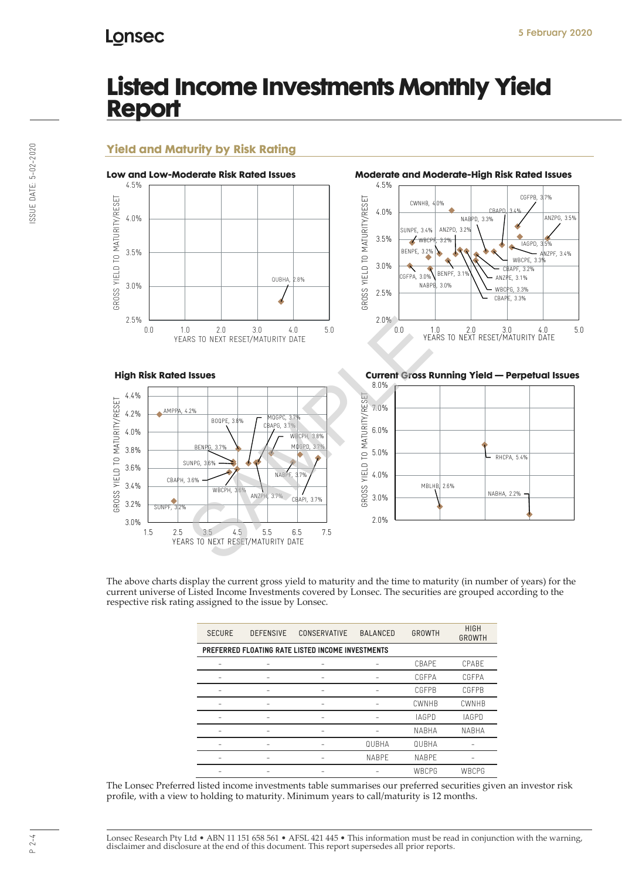# Listed Income Investments Monthly Yield Report

## Yield and Maturity by Risk Rating

**Low and Low-Moderate Risk Rated Issues**

**Moderate and Moderate-High Risk Rated Issues**

**High Risk Rated Issues**

**Current Gross Running Yield — Perpetual Issues**

The above charts display the current gross yield to maturity and the time to maturity (in number of years) for the current universe of Listed Income Investments covered by Lonsec. The securities are grouped according to the respective risk rating assigned to the issue by Lonsec.

| SECURE | DEFENSIVE | CONSERVATIVE | BALANCED | GROWTH | HIGH GROWTH |
|---|---|---|---|---|---|
| **PREFERRED FLOATING RATE LISTED INCOME INVESTMENTS** | | | | | |
| – | – | – | – | CBAPE | CPABE |
| – | – | – | – | CGFPA | CGFPA |
| – | – | – | – | CGFPB | CGFPB |
| – | – | – | – | CWNHB | CWNHB |
| – | – | – | – | IAGPD | IAGPD |
| – | – | – | – | NABHA | NABHA |
| – | – | – | QUBHA | QUBHA | – |
| – | – | – | NABPE | NABPE | – |
| – | – | – | – | WBCPG | WBCPG |

The Lonsec Preferred listed income investments table summarises our preferred securities given an investor risk profile, with a view to holding to maturity. Minimum years to call/maturity is 12 months.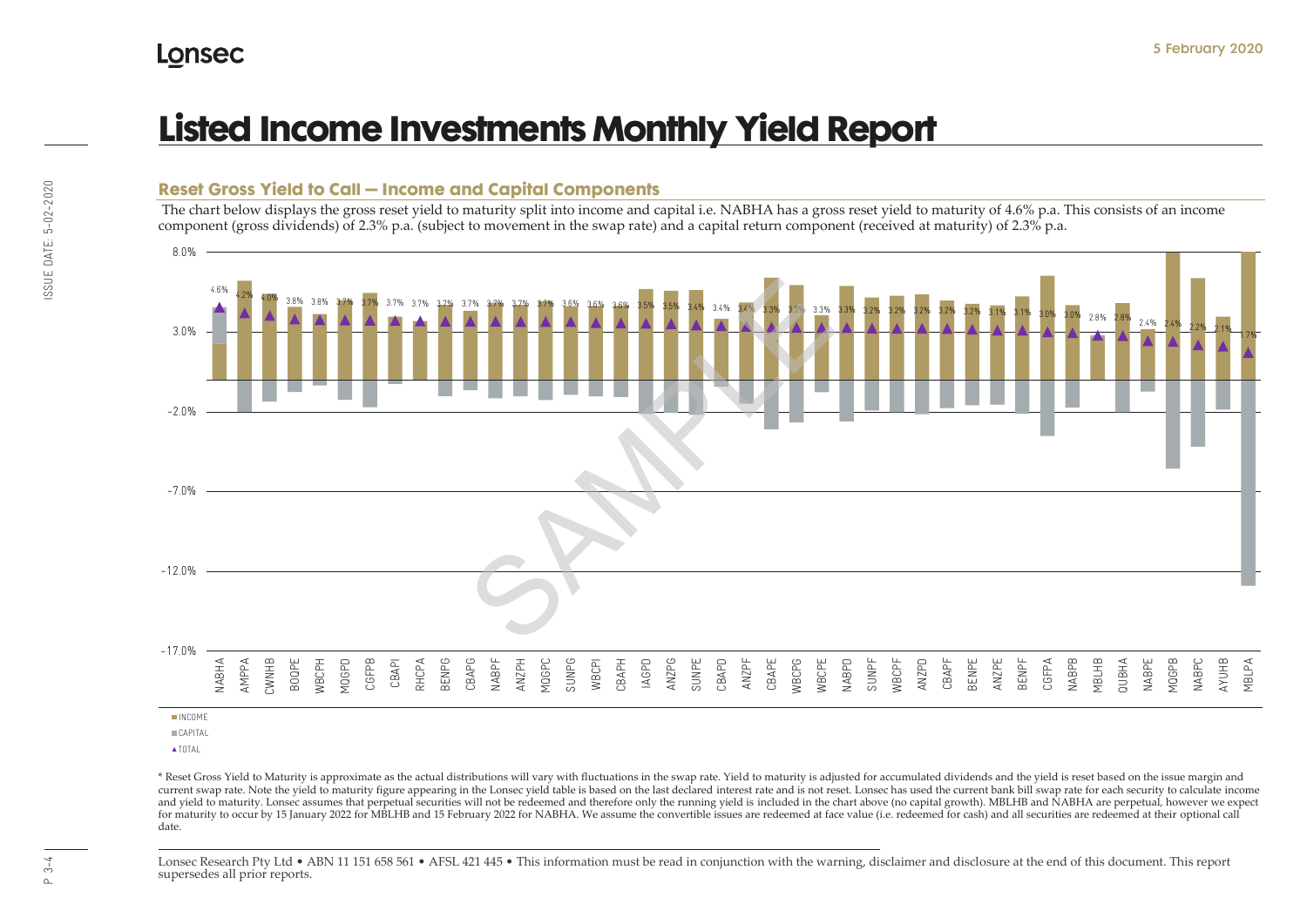# Listed Income Investments Monthly Yield Report

## Reset Gross Yield to Call — Income and Capital Components

The chart below displays the gross reset yield to maturity split into income and capital i.e. NABHA has a gross reset yield to maturity of 4.6% p.a. This consists of an income component (gross dividends) of 2.3% p.a. (subject to movement in the swap rate) and a capital return component (received at maturity) of 2.3% p.a.

| Security | Total |
|---|---|
| NABHA | 4.6% |
| AMPPA | 4.2% |
| CWNHB | 4.0% |
| BOQPE | 3.8% |
| WBCPH | 3.8% |
| MQGPD | 3.7% |
| CGFPB | 3.7% |
| CBAPI | 3.7% |
| RHCPA | 3.7% |
| BENPG | 3.7% |
| CBAPG | 3.7% |
| NABPF | 3.7% |
| ANZPH | 3.7% |
| MQGPC | 3.7% |
| SUNPG | 3.6% |
| WBCPI | 3.6% |
| CBAPH | 3.6% |
| IAGPD | 3.5% |
| ANZPG | 3.5% |
| SUNPE | 3.4% |
| CBAPD | 3.4% |
| ANZPF | 3.4% |
| CBAPE | 3.3% |
| WBCPG | 3.3% |
| WBCPE | 3.3% |
| NABPD | 3.3% |
| SUNPF | 3.2% |
| WBCPF | 3.2% |
| ANZPD | 3.2% |
| CBAPF | 3.2% |
| BENPE | 3.2% |
| ANZPE | 3.1% |
| BENPF | 3.1% |
| CGFPA | 3.0% |
| NABPB | 3.0% |
| MBLHB | 2.8% |
| QUBHA | 2.8% |
| NABPE | 2.4% |
| MQGPB | 2.4% |
| NABPC | 2.2% |
| AYUHB | 2.1% |
| MBLPA | 1.7% |

Legend: INCOME, CAPITAL, TOTAL

\* Reset Gross Yield to Maturity is approximate as the actual distributions will vary with fluctuations in the swap rate. Yield to maturity is adjusted for accumulated dividends and the yield is reset based on the issue margin and current swap rate. Note the yield to maturity figure appearing in the Lonsec yield table is based on the last declared interest rate and is not reset. Lonsec has used the current bank bill swap rate for each security to calculate income and yield to maturity. Lonsec assumes that perpetual securities will not be redeemed and therefore only the running yield is included in the chart above (no capital growth). MBLHB and NABHA are perpetual, however we expect for maturity to occur by 15 January 2022 for MBLHB and 15 February 2022 for NABHA. We assume the convertible issues are redeemed at face value (i.e. redeemed for cash) and all securities are redeemed at their optional call date.

Lonsec Research Pty Ltd • ABN 11 151 658 561 • AFSL 421 445 • This information must be read in conjunction with the warning, disclaimer and disclosure at the end of this document. This report supersedes all prior reports.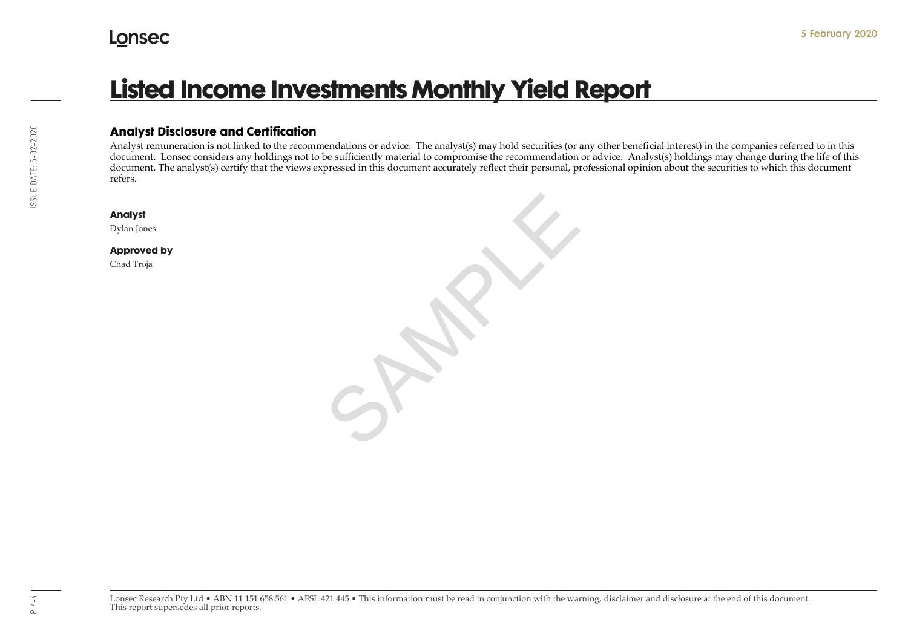# Listed Income Investments Monthly Yield Report

## Analyst Disclosure and Certification

Analyst remuneration is not linked to the recommendations or advice. The analyst(s) may hold securities (or any other beneficial interest) in the companies referred to in this document. Lonsec considers any holdings not to be sufficiently material to compromise the recommendation or advice. Analyst(s) holdings may change during the life of this document. The analyst(s) certify that the views expressed in this document accurately reflect their personal, professional opinion about the securities to which this document refers.

### Analyst

Dylan Jones

### Approved by

Chad Troja

Lonsec Research Pty Ltd • ABN 11 151 658 561 • AFSL 421 445 • This information must be read in conjunction with the warning, disclaimer and disclosure at the end of this document. This report supersedes all prior reports.